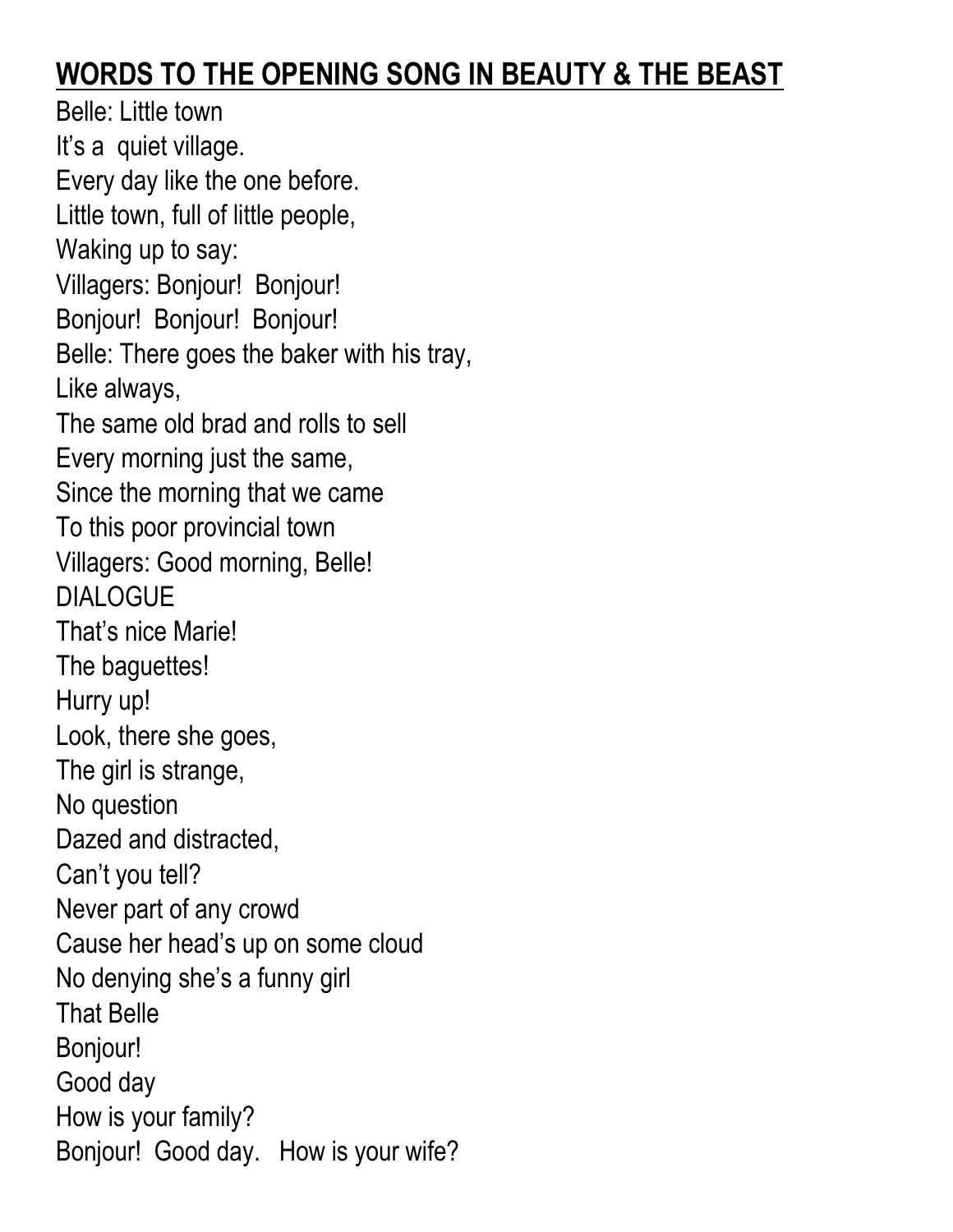## **WORDS TO THE OPENING SONG IN BEAUTY & THE BEAST**

Belle: Little town
It's a quiet village.
Every day like the one before.
Little town, full of little people,
Waking up to say:
Villagers: Bonjour! Bonjour!
Bonjour! Bonjour! Bonjour!
Belle: There goes the baker with his tray,
Like always,
The same old brad and rolls to sell
Every morning just the same,
Since the morning that we came
To this poor provincial town
Villagers: Good morning, Belle!
DIALOGUE
That's nice Marie!
The baguettes!
Hurry up!
Look, there she goes,
The girl is strange,
No question
Dazed and distracted,
Can't you tell?
Never part of any crowd
Cause her head's up on some cloud
No denying she's a funny girl
That Belle
Bonjour!
Good day
How is your family?
Bonjour! Good day. How is your wife?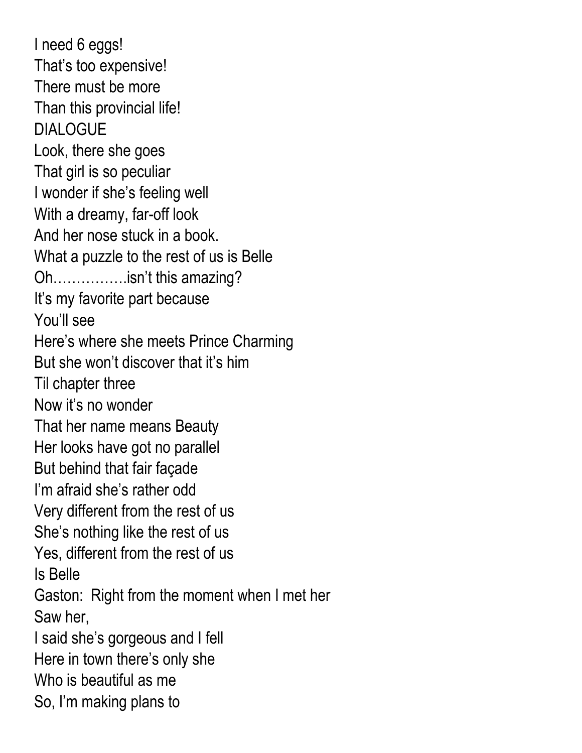I need 6 eggs!
That's too expensive!
There must be more
Than this provincial life!
DIALOGUE
Look, there she goes
That girl is so peculiar
I wonder if she's feeling well
With a dreamy, far-off look
And her nose stuck in a book.
What a puzzle to the rest of us is Belle
Oh…………….isn't this amazing?
It's my favorite part because
You'll see
Here's where she meets Prince Charming
But she won't discover that it's him
Til chapter three
Now it's no wonder
That her name means Beauty
Her looks have got no parallel
But behind that fair façade
I'm afraid she's rather odd
Very different from the rest of us
She's nothing like the rest of us
Yes, different from the rest of us
Is Belle
Gaston: Right from the moment when I met her
Saw her,
I said she's gorgeous and I fell
Here in town there's only she
Who is beautiful as me
So, I'm making plans to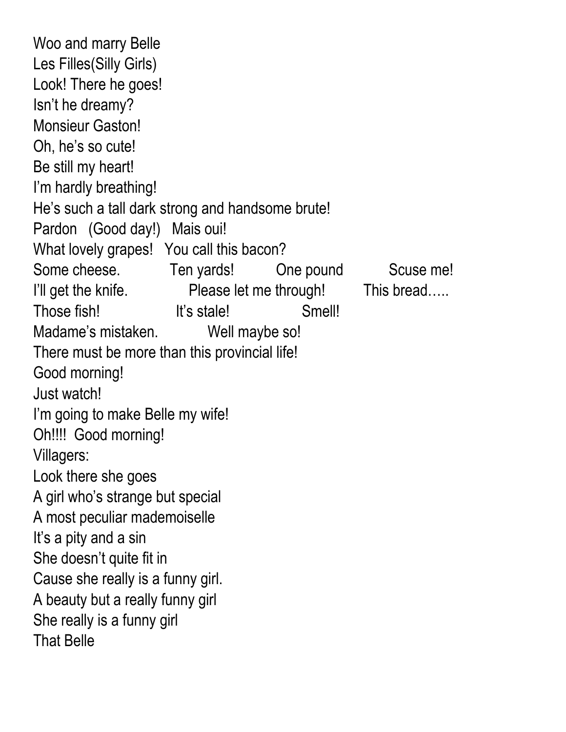Woo and marry Belle
Les Filles(Silly Girls)
Look! There he goes!
Isn't he dreamy?
Monsieur Gaston!
Oh, he's so cute!
Be still my heart!
I'm hardly breathing!
He's such a tall dark strong and handsome brute!
Pardon   (Good day!)   Mais oui!
What lovely grapes!   You call this bacon?
Some cheese.   Ten yards!   One pound   Scuse me!
I'll get the knife.   Please let me through!   This bread…..
Those fish!   It's stale!   Smell!
Madame's mistaken.   Well maybe so!
There must be more than this provincial life!
Good morning!
Just watch!
I'm going to make Belle my wife!
Oh!!!!  Good morning!
Villagers:
Look there she goes
A girl who's strange but special
A most peculiar mademoiselle
It's a pity and a sin
She doesn't quite fit in
Cause she really is a funny girl.
A beauty but a really funny girl
She really is a funny girl
That Belle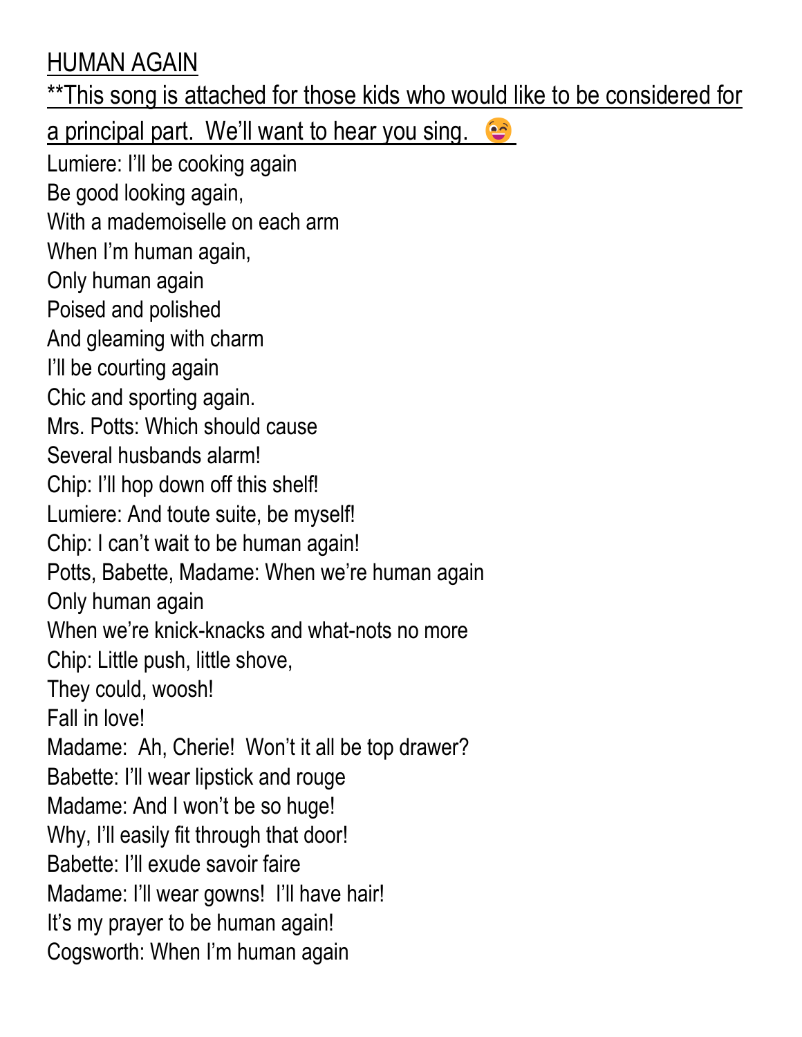<u>HUMAN AGAIN</u>

<u>**This song is attached for those kids who would like to be considered for a principal part. We'll want to hear you sing. 😜</u>

Lumiere: I'll be cooking again
Be good looking again,
With a mademoiselle on each arm
When I'm human again,
Only human again
Poised and polished
And gleaming with charm
I'll be courting again
Chic and sporting again.
Mrs. Potts: Which should cause
Several husbands alarm!
Chip: I'll hop down off this shelf!
Lumiere: And toute suite, be myself!
Chip: I can't wait to be human again!
Potts, Babette, Madame: When we're human again
Only human again
When we're knick-knacks and what-nots no more
Chip: Little push, little shove,
They could, woosh!
Fall in love!
Madame: Ah, Cherie! Won't it all be top drawer?
Babette: I'll wear lipstick and rouge
Madame: And I won't be so huge!
Why, I'll easily fit through that door!
Babette: I'll exude savoir faire
Madame: I'll wear gowns! I'll have hair!
It's my prayer to be human again!
Cogsworth: When I'm human again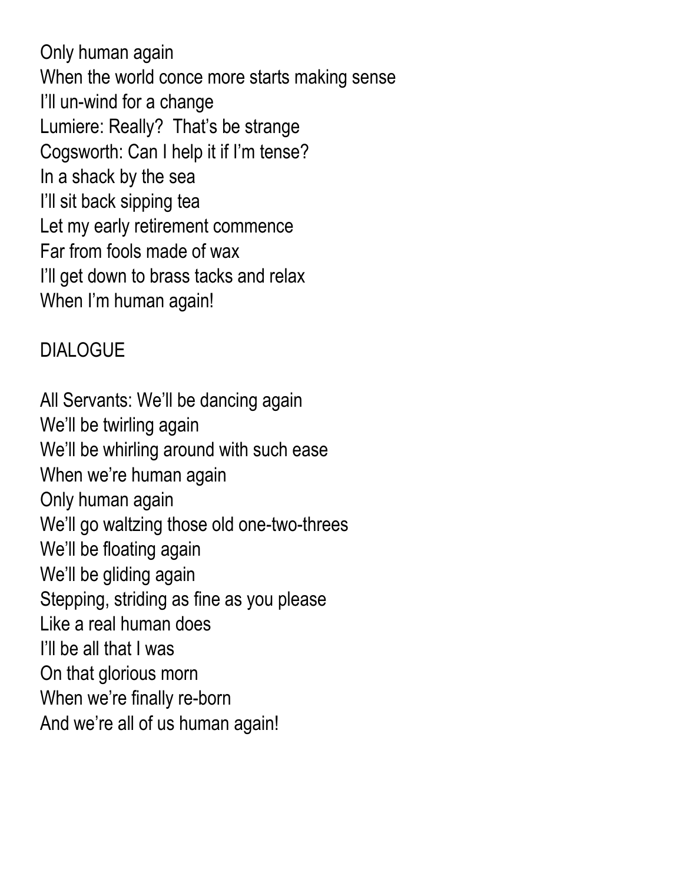Only human again
When the world conce more starts making sense
I'll un-wind for a change
Lumiere: Really?  That's be strange
Cogsworth: Can I help it if I'm tense?
In a shack by the sea
I'll sit back sipping tea
Let my early retirement commence
Far from fools made of wax
I'll get down to brass tacks and relax
When I'm human again!

DIALOGUE

All Servants: We'll be dancing again
We'll be twirling again
We'll be whirling around with such ease
When we're human again
Only human again
We'll go waltzing those old one-two-threes
We'll be floating again
We'll be gliding again
Stepping, striding as fine as you please
Like a real human does
I'll be all that I was
On that glorious morn
When we're finally re-born
And we're all of us human again!